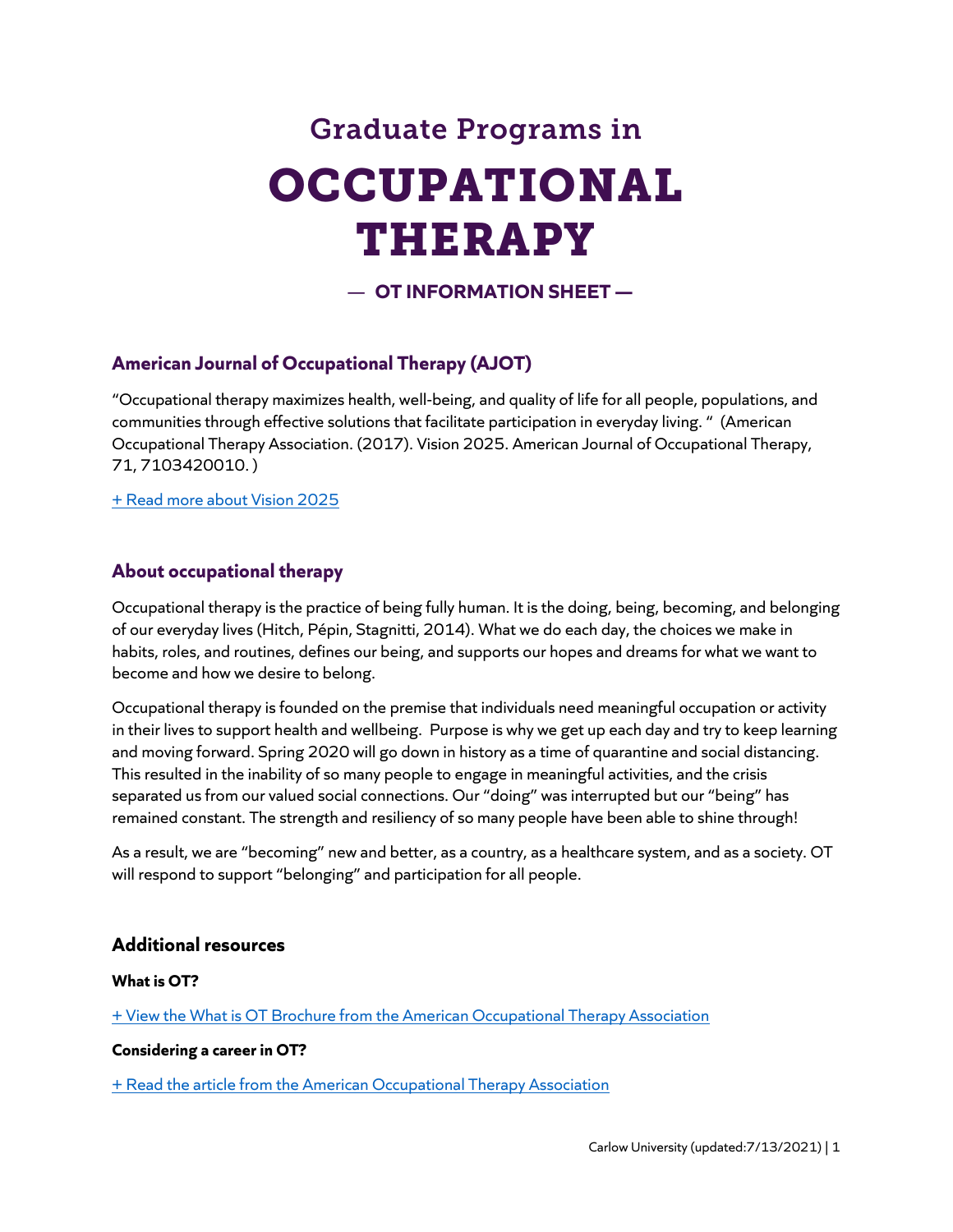# Graduate Programs in OCCUPATIONAL THERAPY

**— OT INFORMATION SHEET —**

## American Journal of Occupational Therapy (AJOT)

"Occupational therapy maximizes health, well-being, and quality of life for all people, populations, and communities through effective solutions that facilitate participation in everyday living. " (American Occupational Therapy Association. (2017). Vision 2025. American Journal of Occupational Therapy, 71, 7103420010. )

+ Read more about Vision 2025

## About occupational therapy

Occupational therapy is the practice of being fully human. It is the doing, being, becoming, and belonging of our everyday lives (Hitch, Pépin, Stagnitti, 2014). What we do each day, the choices we make in habits, roles, and routines, defines our being, and supports our hopes and dreams for what we want to become and how we desire to belong.

Occupational therapy is founded on the premise that individuals need meaningful occupation or activity in their lives to support health and wellbeing. Purpose is why we get up each day and try to keep learning and moving forward. Spring 2020 will go down in history as a time of quarantine and social distancing. This resulted in the inability of so many people to engage in meaningful activities, and the crisis separated us from our valued social connections. Our "doing" was interrupted but our "being" has remained constant. The strength and resiliency of so many people have been able to shine through!

As a result, we are "becoming" new and better, as a country, as a healthcare system, and as a society. OT will respond to support "belonging" and participation for all people.

## Additional resources

**What is OT?**

+ View the What is OT Brochure from the American Occupational Therapy Association

**Considering a career in OT?**

+ Read the article from the American Occupational Therapy Association

Carlow University (updated:7/13/2021)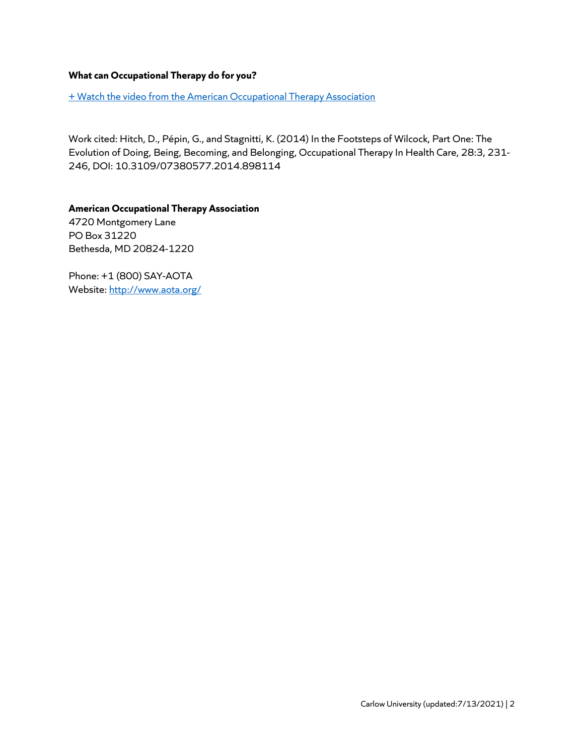**What can Occupational Therapy do for you?**

[+ Watch the video from the American Occupational Therapy Association]

Work cited: Hitch, D., Pépin, G., and Stagnitti, K. (2014) In the Footsteps of Wilcock, Part One: The Evolution of Doing, Being, Becoming, and Belonging, Occupational Therapy In Health Care, 28:3, 231-246, DOI: 10.3109/07380577.2014.898114

**American Occupational Therapy Association**
4720 Montgomery Lane
PO Box 31220
Bethesda, MD 20824-1220

Phone: +1 (800) SAY-AOTA
Website: http://www.aota.org/